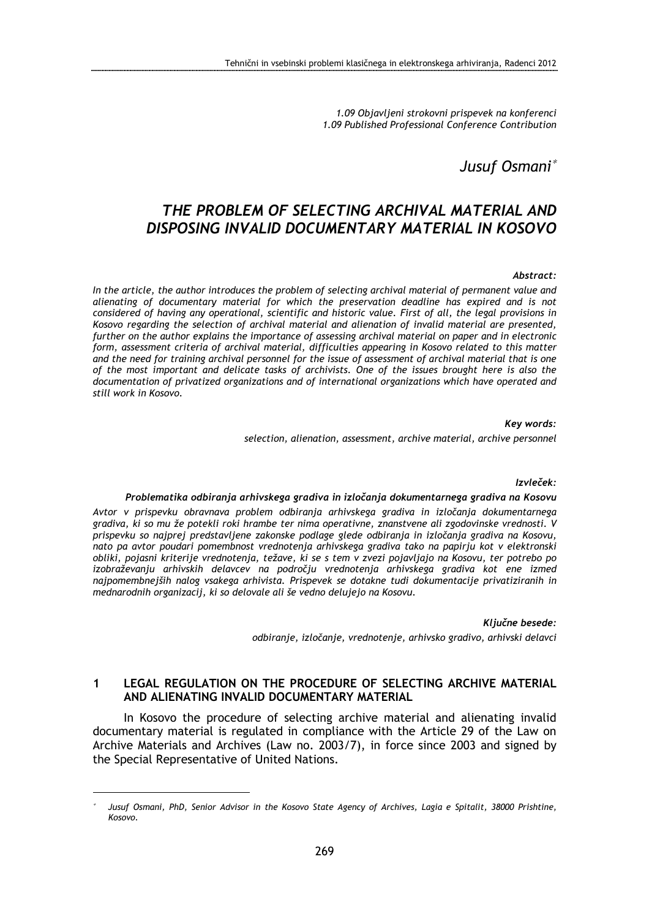*1.09 Objavljeni strokovni prispevek na konferenci*
*1.09 Published Professional Conference Contribution*

*Jusuf Osmani*[*]

# *THE PROBLEM OF SELECTING ARCHIVAL MATERIAL AND DISPOSING INVALID DOCUMENTARY MATERIAL IN KOSOVO*

***Abstract:***

*In the article, the author introduces the problem of selecting archival material of permanent value and alienating of documentary material for which the preservation deadline has expired and is not considered of having any operational, scientific and historic value. First of all, the legal provisions in Kosovo regarding the selection of archival material and alienation of invalid material are presented, further on the author explains the importance of assessing archival material on paper and in electronic form, assessment criteria of archival material, difficulties appearing in Kosovo related to this matter and the need for training archival personnel for the issue of assessment of archival material that is one of the most important and delicate tasks of archivists. One of the issues brought here is also the documentation of privatized organizations and of international organizations which have operated and still work in Kosovo.*

***Key words:***

*selection, alienation, assessment, archive material, archive personnel*

***Izvleček:***

***Problematika odbiranja arhivskega gradiva in izločanja dokumentarnega gradiva na Kosovu***

*Avtor v prispevku obravnava problem odbiranja arhivskega gradiva in izločanja dokumentarnega gradiva, ki so mu že potekli roki hrambe ter nima operativne, znanstvene ali zgodovinske vrednosti. V prispevku so najprej predstavljene zakonske podlage glede odbiranja in izločanja gradiva na Kosovu, nato pa avtor poudari pomembnost vrednotenja arhivskega gradiva tako na papirju kot v elektronski obliki, pojasni kriterije vrednotenja, težave, ki se s tem v zvezi pojavljajo na Kosovu, ter potrebo po izobraževanju arhivskih delavcev na področju vrednotenja arhivskega gradiva kot ene izmed najpomembnejših nalog vsakega arhivista. Prispevek se dotakne tudi dokumentacije privatiziranih in mednarodnih organizacij, ki so delovale ali še vedno delujejo na Kosovu.*

***Ključne besede:***

*odbiranje, izločanje, vrednotenje, arhivsko gradivo, arhivski delavci*

## 1 LEGAL REGULATION ON THE PROCEDURE OF SELECTING ARCHIVE MATERIAL AND ALIENATING INVALID DOCUMENTARY MATERIAL

In Kosovo the procedure of selecting archive material and alienating invalid documentary material is regulated in compliance with the Article 29 of the Law on Archive Materials and Archives (Law no. 2003/7), in force since 2003 and signed by the Special Representative of United Nations.

---

[*] *Jusuf Osmani, PhD, Senior Advisor in the Kosovo State Agency of Archives, Lagja e Spitalit, 38000 Prishtine, Kosovo.*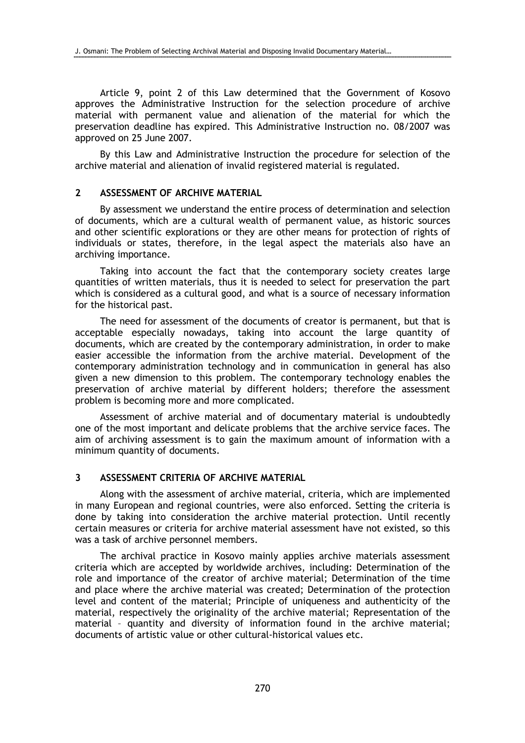Article 9, point 2 of this Law determined that the Government of Kosovo approves the Administrative Instruction for the selection procedure of archive material with permanent value and alienation of the material for which the preservation deadline has expired. This Administrative Instruction no. 08/2007 was approved on 25 June 2007.

By this Law and Administrative Instruction the procedure for selection of the archive material and alienation of invalid registered material is regulated.

## 2 ASSESSMENT OF ARCHIVE MATERIAL

By assessment we understand the entire process of determination and selection of documents, which are a cultural wealth of permanent value, as historic sources and other scientific explorations or they are other means for protection of rights of individuals or states, therefore, in the legal aspect the materials also have an archiving importance.

Taking into account the fact that the contemporary society creates large quantities of written materials, thus it is needed to select for preservation the part which is considered as a cultural good, and what is a source of necessary information for the historical past.

The need for assessment of the documents of creator is permanent, but that is acceptable especially nowadays, taking into account the large quantity of documents, which are created by the contemporary administration, in order to make easier accessible the information from the archive material. Development of the contemporary administration technology and in communication in general has also given a new dimension to this problem. The contemporary technology enables the preservation of archive material by different holders; therefore the assessment problem is becoming more and more complicated.

Assessment of archive material and of documentary material is undoubtedly one of the most important and delicate problems that the archive service faces. The aim of archiving assessment is to gain the maximum amount of information with a minimum quantity of documents.

## 3 ASSESSMENT CRITERIA OF ARCHIVE MATERIAL

Along with the assessment of archive material, criteria, which are implemented in many European and regional countries, were also enforced. Setting the criteria is done by taking into consideration the archive material protection. Until recently certain measures or criteria for archive material assessment have not existed, so this was a task of archive personnel members.

The archival practice in Kosovo mainly applies archive materials assessment criteria which are accepted by worldwide archives, including: Determination of the role and importance of the creator of archive material; Determination of the time and place where the archive material was created; Determination of the protection level and content of the material; Principle of uniqueness and authenticity of the material, respectively the originality of the archive material; Representation of the material – quantity and diversity of information found in the archive material; documents of artistic value or other cultural-historical values etc.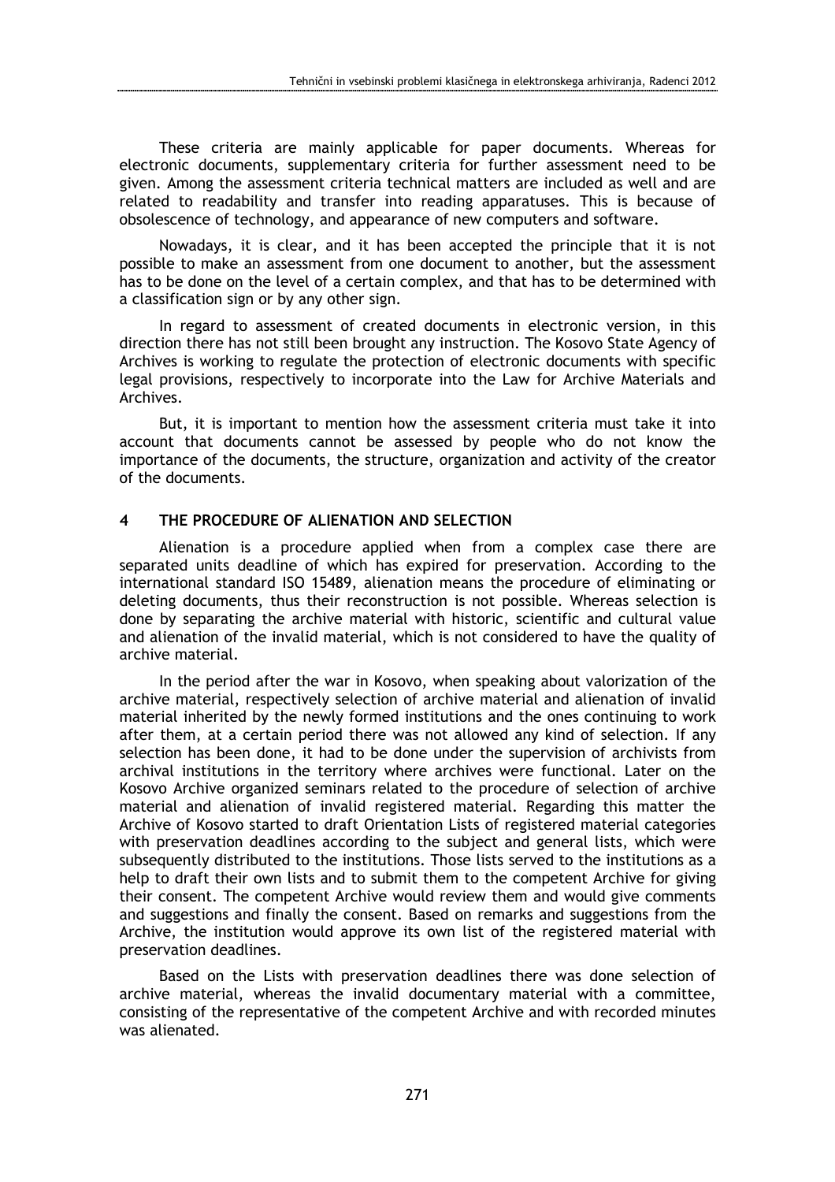These criteria are mainly applicable for paper documents. Whereas for electronic documents, supplementary criteria for further assessment need to be given. Among the assessment criteria technical matters are included as well and are related to readability and transfer into reading apparatuses. This is because of obsolescence of technology, and appearance of new computers and software.

Nowadays, it is clear, and it has been accepted the principle that it is not possible to make an assessment from one document to another, but the assessment has to be done on the level of a certain complex, and that has to be determined with a classification sign or by any other sign.

In regard to assessment of created documents in electronic version, in this direction there has not still been brought any instruction. The Kosovo State Agency of Archives is working to regulate the protection of electronic documents with specific legal provisions, respectively to incorporate into the Law for Archive Materials and Archives.

But, it is important to mention how the assessment criteria must take it into account that documents cannot be assessed by people who do not know the importance of the documents, the structure, organization and activity of the creator of the documents.

## 4 THE PROCEDURE OF ALIENATION AND SELECTION

Alienation is a procedure applied when from a complex case there are separated units deadline of which has expired for preservation. According to the international standard ISO 15489, alienation means the procedure of eliminating or deleting documents, thus their reconstruction is not possible. Whereas selection is done by separating the archive material with historic, scientific and cultural value and alienation of the invalid material, which is not considered to have the quality of archive material.

In the period after the war in Kosovo, when speaking about valorization of the archive material, respectively selection of archive material and alienation of invalid material inherited by the newly formed institutions and the ones continuing to work after them, at a certain period there was not allowed any kind of selection. If any selection has been done, it had to be done under the supervision of archivists from archival institutions in the territory where archives were functional. Later on the Kosovo Archive organized seminars related to the procedure of selection of archive material and alienation of invalid registered material. Regarding this matter the Archive of Kosovo started to draft Orientation Lists of registered material categories with preservation deadlines according to the subject and general lists, which were subsequently distributed to the institutions. Those lists served to the institutions as a help to draft their own lists and to submit them to the competent Archive for giving their consent. The competent Archive would review them and would give comments and suggestions and finally the consent. Based on remarks and suggestions from the Archive, the institution would approve its own list of the registered material with preservation deadlines.

Based on the Lists with preservation deadlines there was done selection of archive material, whereas the invalid documentary material with a committee, consisting of the representative of the competent Archive and with recorded minutes was alienated.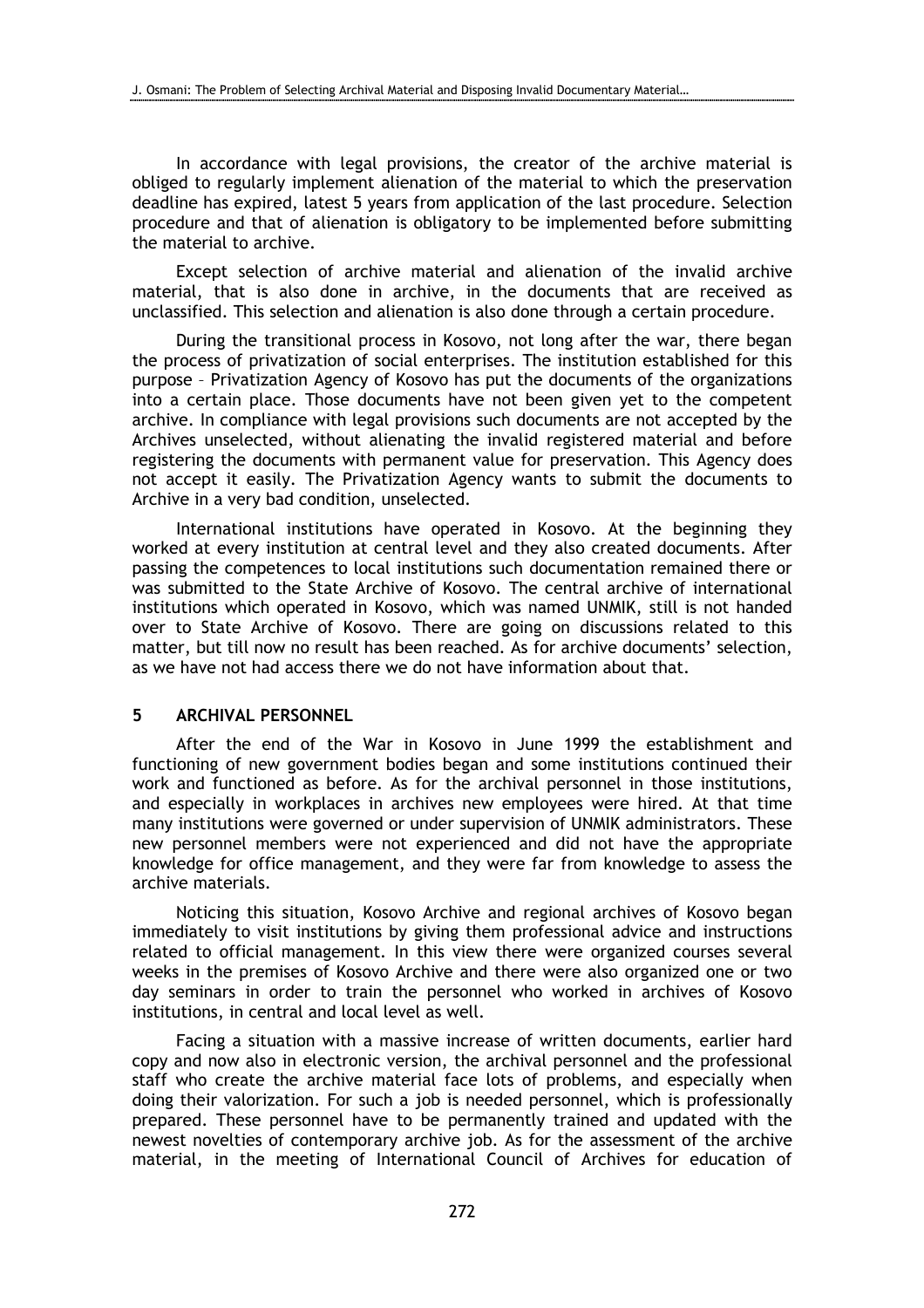In accordance with legal provisions, the creator of the archive material is obliged to regularly implement alienation of the material to which the preservation deadline has expired, latest 5 years from application of the last procedure. Selection procedure and that of alienation is obligatory to be implemented before submitting the material to archive.

Except selection of archive material and alienation of the invalid archive material, that is also done in archive, in the documents that are received as unclassified. This selection and alienation is also done through a certain procedure.

During the transitional process in Kosovo, not long after the war, there began the process of privatization of social enterprises. The institution established for this purpose – Privatization Agency of Kosovo has put the documents of the organizations into a certain place. Those documents have not been given yet to the competent archive. In compliance with legal provisions such documents are not accepted by the Archives unselected, without alienating the invalid registered material and before registering the documents with permanent value for preservation. This Agency does not accept it easily. The Privatization Agency wants to submit the documents to Archive in a very bad condition, unselected.

International institutions have operated in Kosovo. At the beginning they worked at every institution at central level and they also created documents. After passing the competences to local institutions such documentation remained there or was submitted to the State Archive of Kosovo. The central archive of international institutions which operated in Kosovo, which was named UNMIK, still is not handed over to State Archive of Kosovo. There are going on discussions related to this matter, but till now no result has been reached. As for archive documents' selection, as we have not had access there we do not have information about that.

## 5 ARCHIVAL PERSONNEL

After the end of the War in Kosovo in June 1999 the establishment and functioning of new government bodies began and some institutions continued their work and functioned as before. As for the archival personnel in those institutions, and especially in workplaces in archives new employees were hired. At that time many institutions were governed or under supervision of UNMIK administrators. These new personnel members were not experienced and did not have the appropriate knowledge for office management, and they were far from knowledge to assess the archive materials.

Noticing this situation, Kosovo Archive and regional archives of Kosovo began immediately to visit institutions by giving them professional advice and instructions related to official management. In this view there were organized courses several weeks in the premises of Kosovo Archive and there were also organized one or two day seminars in order to train the personnel who worked in archives of Kosovo institutions, in central and local level as well.

Facing a situation with a massive increase of written documents, earlier hard copy and now also in electronic version, the archival personnel and the professional staff who create the archive material face lots of problems, and especially when doing their valorization. For such a job is needed personnel, which is professionally prepared. These personnel have to be permanently trained and updated with the newest novelties of contemporary archive job. As for the assessment of the archive material, in the meeting of International Council of Archives for education of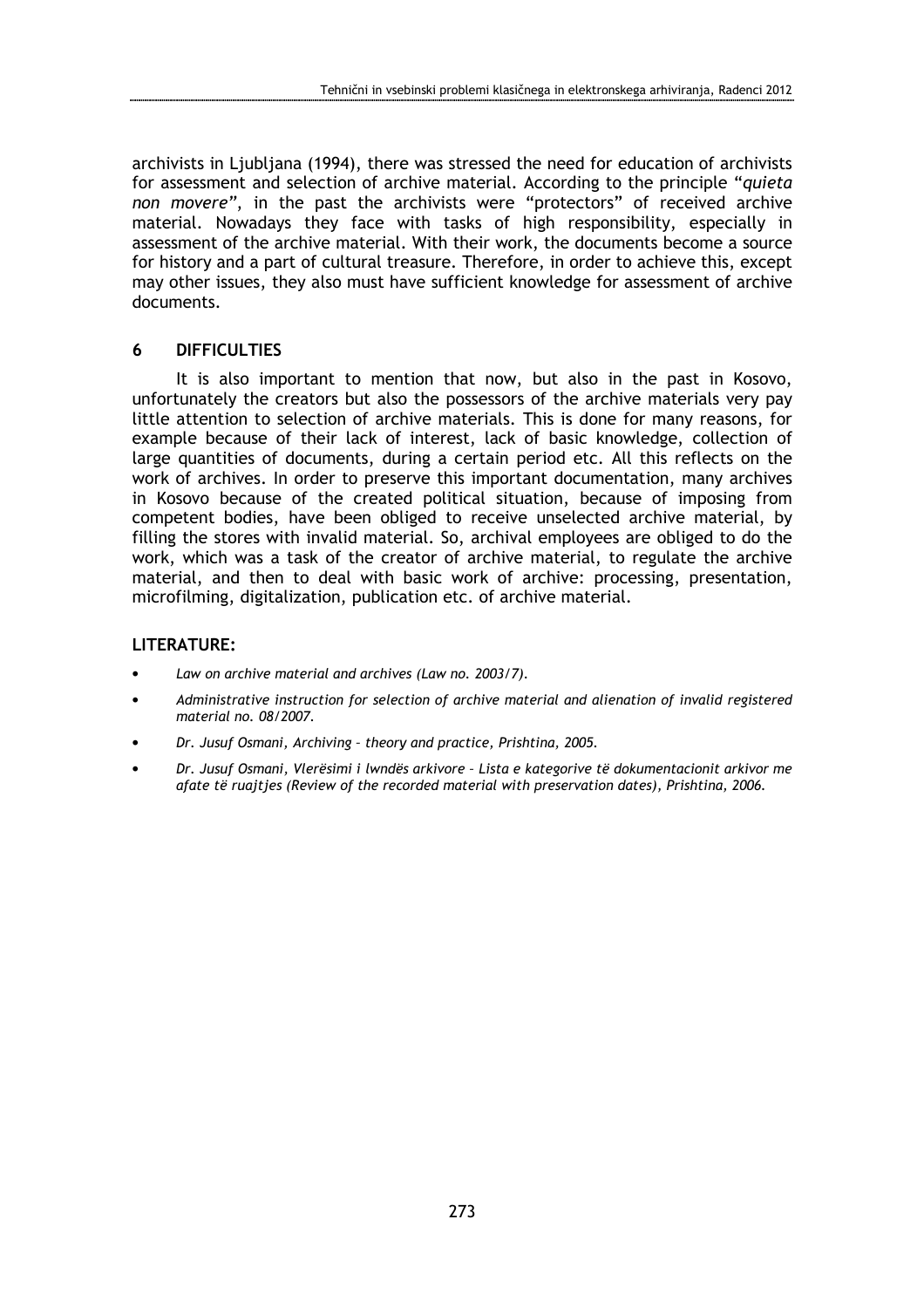archivists in Ljubljana (1994), there was stressed the need for education of archivists for assessment and selection of archive material. According to the principle "*quieta non movere*", in the past the archivists were "protectors" of received archive material. Nowadays they face with tasks of high responsibility, especially in assessment of the archive material. With their work, the documents become a source for history and a part of cultural treasure. Therefore, in order to achieve this, except may other issues, they also must have sufficient knowledge for assessment of archive documents.

## 6 DIFFICULTIES

It is also important to mention that now, but also in the past in Kosovo, unfortunately the creators but also the possessors of the archive materials very pay little attention to selection of archive materials. This is done for many reasons, for example because of their lack of interest, lack of basic knowledge, collection of large quantities of documents, during a certain period etc. All this reflects on the work of archives. In order to preserve this important documentation, many archives in Kosovo because of the created political situation, because of imposing from competent bodies, have been obliged to receive unselected archive material, by filling the stores with invalid material. So, archival employees are obliged to do the work, which was a task of the creator of archive material, to regulate the archive material, and then to deal with basic work of archive: processing, presentation, microfilming, digitalization, publication etc. of archive material.

## LITERATURE:

- *Law on archive material and archives (Law no. 2003/7).*
- *Administrative instruction for selection of archive material and alienation of invalid registered material no. 08/2007.*
- *Dr. Jusuf Osmani, Archiving – theory and practice, Prishtina, 2005.*
- *Dr. Jusuf Osmani, Vlerësimi i lwndës arkivore – Lista e kategorive të dokumentacionit arkivor me afate të ruajtjes (Review of the recorded material with preservation dates), Prishtina, 2006.*